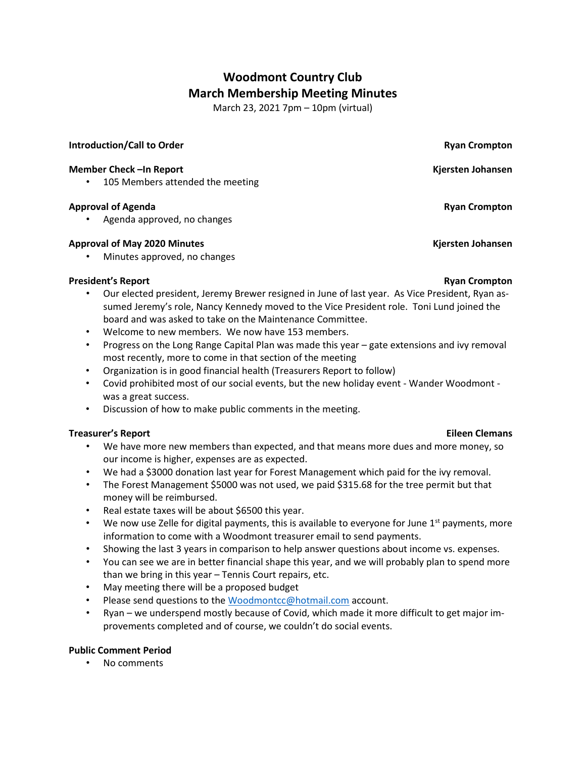# Woodmont Country Club
# March Membership Meeting Minutes

March 23, 2021 7pm – 10pm (virtual)

**Introduction/Call to Order** — **Ryan Crompton**

**Member Check –In Report** — **Kjersten Johansen**

- 105 Members attended the meeting

**Approval of Agenda** — **Ryan Crompton**

- Agenda approved, no changes

**Approval of May 2020 Minutes** — **Kjersten Johansen**

- Minutes approved, no changes

**President's Report** — **Ryan Crompton**

- Our elected president, Jeremy Brewer resigned in June of last year. As Vice President, Ryan assumed Jeremy's role, Nancy Kennedy moved to the Vice President role. Toni Lund joined the board and was asked to take on the Maintenance Committee.
- Welcome to new members. We now have 153 members.
- Progress on the Long Range Capital Plan was made this year – gate extensions and ivy removal most recently, more to come in that section of the meeting
- Organization is in good financial health (Treasurers Report to follow)
- Covid prohibited most of our social events, but the new holiday event - Wander Woodmont - was a great success.
- Discussion of how to make public comments in the meeting.

**Treasurer's Report** — **Eileen Clemans**

- We have more new members than expected, and that means more dues and more money, so our income is higher, expenses are as expected.
- We had a $3000 donation last year for Forest Management which paid for the ivy removal.
- The Forest Management $5000 was not used, we paid $315.68 for the tree permit but that money will be reimbursed.
- Real estate taxes will be about $6500 this year.
- We now use Zelle for digital payments, this is available to everyone for June 1st payments, more information to come with a Woodmont treasurer email to send payments.
- Showing the last 3 years in comparison to help answer questions about income vs. expenses.
- You can see we are in better financial shape this year, and we will probably plan to spend more than we bring in this year – Tennis Court repairs, etc.
- May meeting there will be a proposed budget
- Please send questions to the Woodmontcc@hotmail.com account.
- Ryan – we underspend mostly because of Covid, which made it more difficult to get major improvements completed and of course, we couldn't do social events.

**Public Comment Period**

- No comments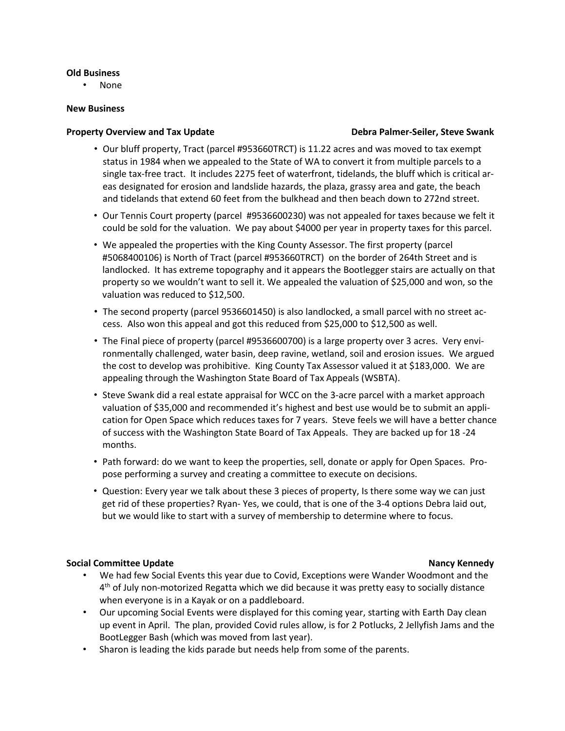**Old Business**

- None

**New Business**

**Property Overview and Tax Update** **Debra Palmer-Seiler, Steve Swank**

- Our bluff property, Tract (parcel #953660TRCT) is 11.22 acres and was moved to tax exempt status in 1984 when we appealed to the State of WA to convert it from multiple parcels to a single tax-free tract. It includes 2275 feet of waterfront, tidelands, the bluff which is critical areas designated for erosion and landslide hazards, the plaza, grassy area and gate, the beach and tidelands that extend 60 feet from the bulkhead and then beach down to 272nd street.
- Our Tennis Court property (parcel #9536600230) was not appealed for taxes because we felt it could be sold for the valuation. We pay about $4000 per year in property taxes for this parcel.
- We appealed the properties with the King County Assessor. The first property (parcel #5068400106) is North of Tract (parcel #953660TRCT) on the border of 264th Street and is landlocked. It has extreme topography and it appears the Bootlegger stairs are actually on that property so we wouldn't want to sell it. We appealed the valuation of $25,000 and won, so the valuation was reduced to $12,500.
- The second property (parcel 9536601450) is also landlocked, a small parcel with no street access. Also won this appeal and got this reduced from $25,000 to $12,500 as well.
- The Final piece of property (parcel #9536600700) is a large property over 3 acres. Very environmentally challenged, water basin, deep ravine, wetland, soil and erosion issues. We argued the cost to develop was prohibitive. King County Tax Assessor valued it at $183,000. We are appealing through the Washington State Board of Tax Appeals (WSBTA).
- Steve Swank did a real estate appraisal for WCC on the 3-acre parcel with a market approach valuation of $35,000 and recommended it's highest and best use would be to submit an application for Open Space which reduces taxes for 7 years. Steve feels we will have a better chance of success with the Washington State Board of Tax Appeals. They are backed up for 18 -24 months.
- Path forward: do we want to keep the properties, sell, donate or apply for Open Spaces. Propose performing a survey and creating a committee to execute on decisions.
- Question: Every year we talk about these 3 pieces of property, Is there some way we can just get rid of these properties? Ryan- Yes, we could, that is one of the 3-4 options Debra laid out, but we would like to start with a survey of membership to determine where to focus.

**Social Committee Update** **Nancy Kennedy**

- We had few Social Events this year due to Covid, Exceptions were Wander Woodmont and the 4th of July non-motorized Regatta which we did because it was pretty easy to socially distance when everyone is in a Kayak or on a paddleboard.
- Our upcoming Social Events were displayed for this coming year, starting with Earth Day clean up event in April. The plan, provided Covid rules allow, is for 2 Potlucks, 2 Jellyfish Jams and the BootLegger Bash (which was moved from last year).
- Sharon is leading the kids parade but needs help from some of the parents.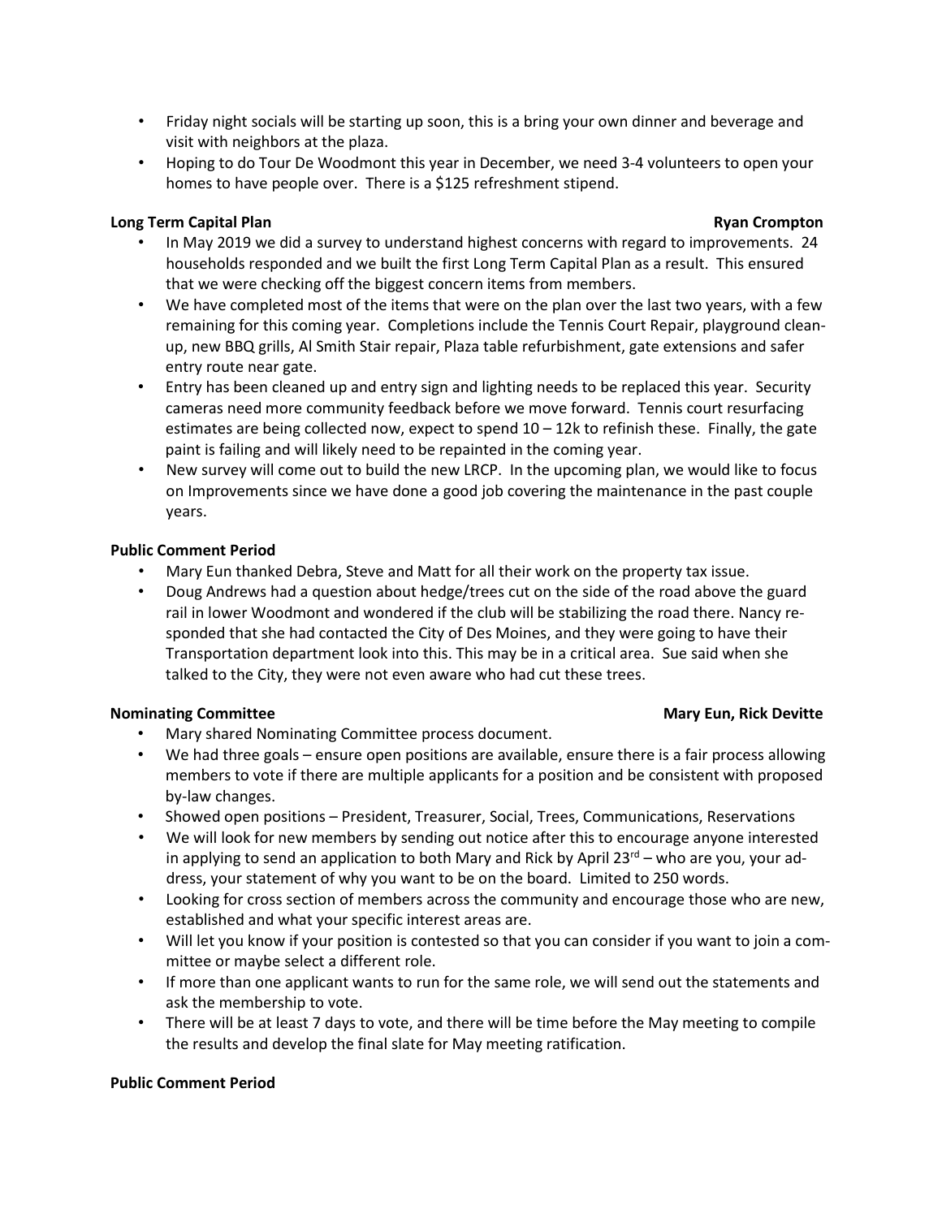- Friday night socials will be starting up soon, this is a bring your own dinner and beverage and visit with neighbors at the plaza.
- Hoping to do Tour De Woodmont this year in December, we need 3-4 volunteers to open your homes to have people over. There is a $125 refreshment stipend.

**Long Term Capital Plan** **Ryan Crompton**

- In May 2019 we did a survey to understand highest concerns with regard to improvements. 24 households responded and we built the first Long Term Capital Plan as a result. This ensured that we were checking off the biggest concern items from members.
- We have completed most of the items that were on the plan over the last two years, with a few remaining for this coming year. Completions include the Tennis Court Repair, playground clean-up, new BBQ grills, Al Smith Stair repair, Plaza table refurbishment, gate extensions and safer entry route near gate.
- Entry has been cleaned up and entry sign and lighting needs to be replaced this year. Security cameras need more community feedback before we move forward. Tennis court resurfacing estimates are being collected now, expect to spend 10 – 12k to refinish these. Finally, the gate paint is failing and will likely need to be repainted in the coming year.
- New survey will come out to build the new LRCP. In the upcoming plan, we would like to focus on Improvements since we have done a good job covering the maintenance in the past couple years.

**Public Comment Period**

- Mary Eun thanked Debra, Steve and Matt for all their work on the property tax issue.
- Doug Andrews had a question about hedge/trees cut on the side of the road above the guard rail in lower Woodmont and wondered if the club will be stabilizing the road there. Nancy responded that she had contacted the City of Des Moines, and they were going to have their Transportation department look into this. This may be in a critical area. Sue said when she talked to the City, they were not even aware who had cut these trees.

**Nominating Committee** **Mary Eun, Rick Devitte**

- Mary shared Nominating Committee process document.
- We had three goals – ensure open positions are available, ensure there is a fair process allowing members to vote if there are multiple applicants for a position and be consistent with proposed by-law changes.
- Showed open positions – President, Treasurer, Social, Trees, Communications, Reservations
- We will look for new members by sending out notice after this to encourage anyone interested in applying to send an application to both Mary and Rick by April 23rd – who are you, your address, your statement of why you want to be on the board. Limited to 250 words.
- Looking for cross section of members across the community and encourage those who are new, established and what your specific interest areas are.
- Will let you know if your position is contested so that you can consider if you want to join a committee or maybe select a different role.
- If more than one applicant wants to run for the same role, we will send out the statements and ask the membership to vote.
- There will be at least 7 days to vote, and there will be time before the May meeting to compile the results and develop the final slate for May meeting ratification.

**Public Comment Period**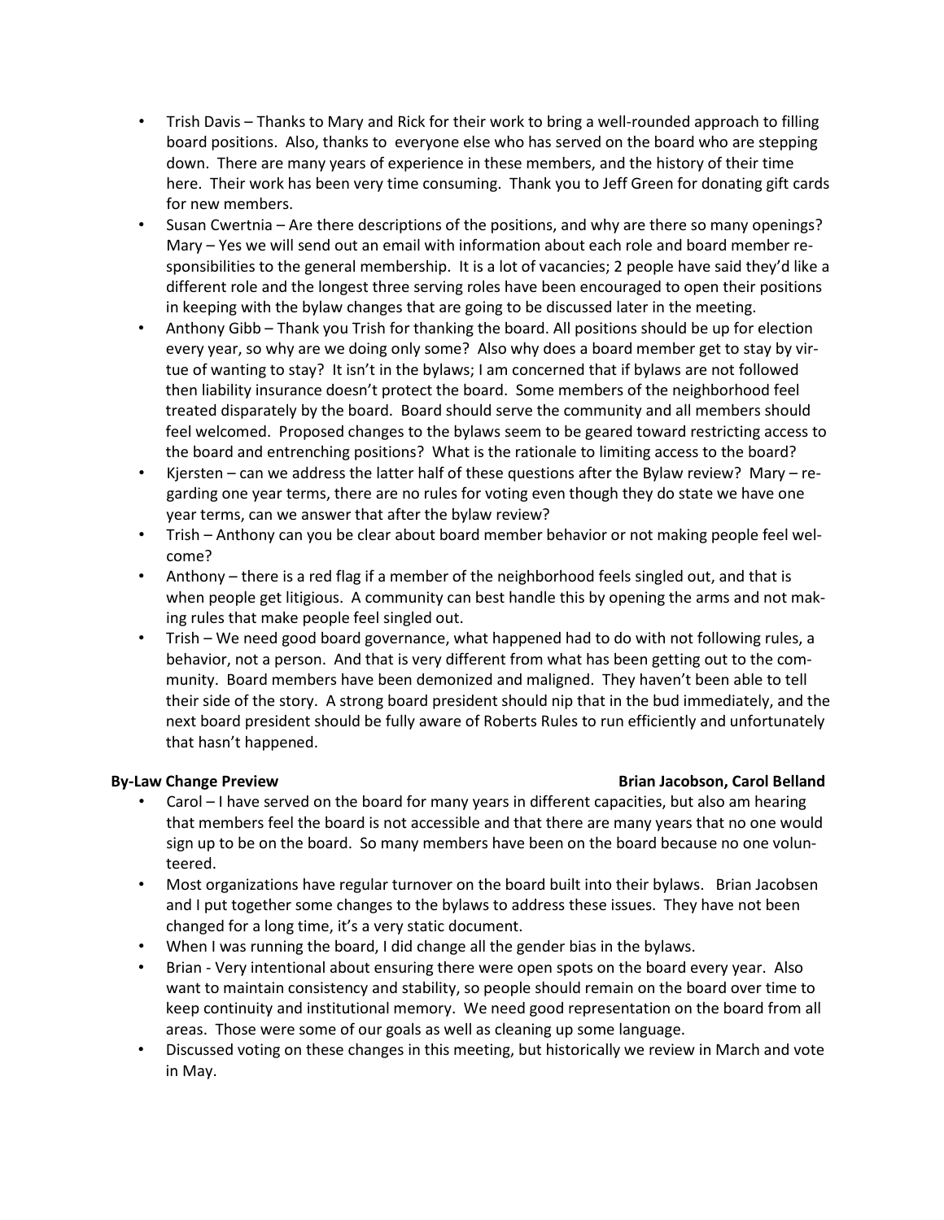- Trish Davis – Thanks to Mary and Rick for their work to bring a well-rounded approach to filling board positions. Also, thanks to everyone else who has served on the board who are stepping down. There are many years of experience in these members, and the history of their time here. Their work has been very time consuming. Thank you to Jeff Green for donating gift cards for new members.
- Susan Cwertnia – Are there descriptions of the positions, and why are there so many openings? Mary – Yes we will send out an email with information about each role and board member responsibilities to the general membership. It is a lot of vacancies; 2 people have said they'd like a different role and the longest three serving roles have been encouraged to open their positions in keeping with the bylaw changes that are going to be discussed later in the meeting.
- Anthony Gibb – Thank you Trish for thanking the board. All positions should be up for election every year, so why are we doing only some? Also why does a board member get to stay by virtue of wanting to stay? It isn't in the bylaws; I am concerned that if bylaws are not followed then liability insurance doesn't protect the board. Some members of the neighborhood feel treated disparately by the board. Board should serve the community and all members should feel welcomed. Proposed changes to the bylaws seem to be geared toward restricting access to the board and entrenching positions? What is the rationale to limiting access to the board?
- Kjersten – can we address the latter half of these questions after the Bylaw review? Mary – regarding one year terms, there are no rules for voting even though they do state we have one year terms, can we answer that after the bylaw review?
- Trish – Anthony can you be clear about board member behavior or not making people feel welcome?
- Anthony – there is a red flag if a member of the neighborhood feels singled out, and that is when people get litigious. A community can best handle this by opening the arms and not making rules that make people feel singled out.
- Trish – We need good board governance, what happened had to do with not following rules, a behavior, not a person. And that is very different from what has been getting out to the community. Board members have been demonized and maligned. They haven't been able to tell their side of the story. A strong board president should nip that in the bud immediately, and the next board president should be fully aware of Roberts Rules to run efficiently and unfortunately that hasn't happened.

**By-Law Change Preview** **Brian Jacobson, Carol Belland**

- Carol – I have served on the board for many years in different capacities, but also am hearing that members feel the board is not accessible and that there are many years that no one would sign up to be on the board. So many members have been on the board because no one volunteered.
- Most organizations have regular turnover on the board built into their bylaws. Brian Jacobsen and I put together some changes to the bylaws to address these issues. They have not been changed for a long time, it's a very static document.
- When I was running the board, I did change all the gender bias in the bylaws.
- Brian - Very intentional about ensuring there were open spots on the board every year. Also want to maintain consistency and stability, so people should remain on the board over time to keep continuity and institutional memory. We need good representation on the board from all areas. Those were some of our goals as well as cleaning up some language.
- Discussed voting on these changes in this meeting, but historically we review in March and vote in May.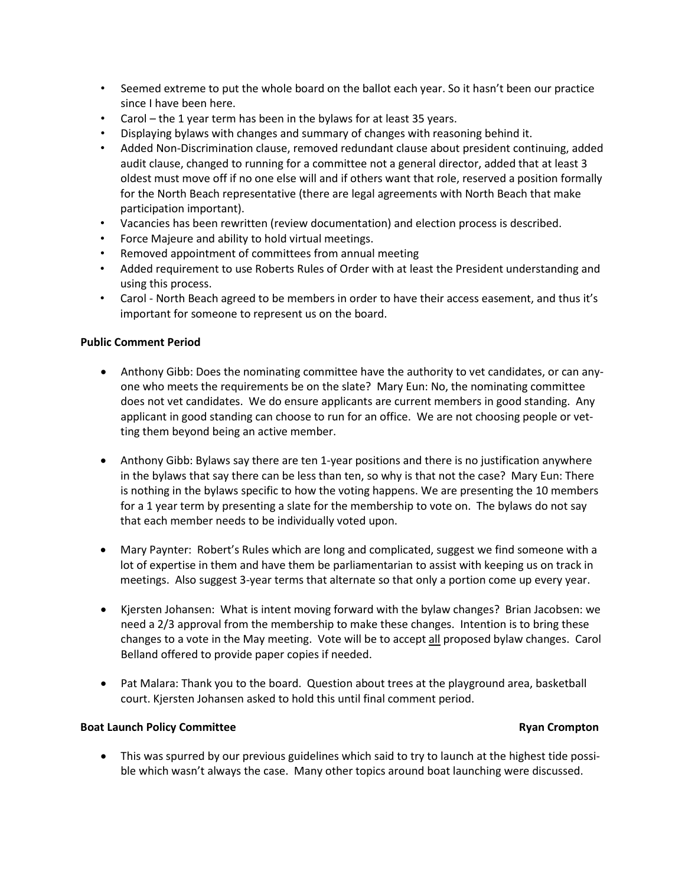- Seemed extreme to put the whole board on the ballot each year. So it hasn't been our practice since I have been here.
- Carol – the 1 year term has been in the bylaws for at least 35 years.
- Displaying bylaws with changes and summary of changes with reasoning behind it.
- Added Non-Discrimination clause, removed redundant clause about president continuing, added audit clause, changed to running for a committee not a general director, added that at least 3 oldest must move off if no one else will and if others want that role, reserved a position formally for the North Beach representative (there are legal agreements with North Beach that make participation important).
- Vacancies has been rewritten (review documentation) and election process is described.
- Force Majeure and ability to hold virtual meetings.
- Removed appointment of committees from annual meeting
- Added requirement to use Roberts Rules of Order with at least the President understanding and using this process.
- Carol - North Beach agreed to be members in order to have their access easement, and thus it's important for someone to represent us on the board.

**Public Comment Period**

- Anthony Gibb: Does the nominating committee have the authority to vet candidates, or can anyone who meets the requirements be on the slate? Mary Eun: No, the nominating committee does not vet candidates. We do ensure applicants are current members in good standing. Any applicant in good standing can choose to run for an office. We are not choosing people or vetting them beyond being an active member.

- Anthony Gibb: Bylaws say there are ten 1-year positions and there is no justification anywhere in the bylaws that say there can be less than ten, so why is that not the case? Mary Eun: There is nothing in the bylaws specific to how the voting happens. We are presenting the 10 members for a 1 year term by presenting a slate for the membership to vote on. The bylaws do not say that each member needs to be individually voted upon.

- Mary Paynter: Robert's Rules which are long and complicated, suggest we find someone with a lot of expertise in them and have them be parliamentarian to assist with keeping us on track in meetings. Also suggest 3-year terms that alternate so that only a portion come up every year.

- Kjersten Johansen: What is intent moving forward with the bylaw changes? Brian Jacobsen: we need a 2/3 approval from the membership to make these changes. Intention is to bring these changes to a vote in the May meeting. Vote will be to accept <u>all</u> proposed bylaw changes. Carol Belland offered to provide paper copies if needed.

- Pat Malara: Thank you to the board. Question about trees at the playground area, basketball court. Kjersten Johansen asked to hold this until final comment period.

**Boat Launch Policy Committee** **Ryan Crompton**

- This was spurred by our previous guidelines which said to try to launch at the highest tide possible which wasn't always the case. Many other topics around boat launching were discussed.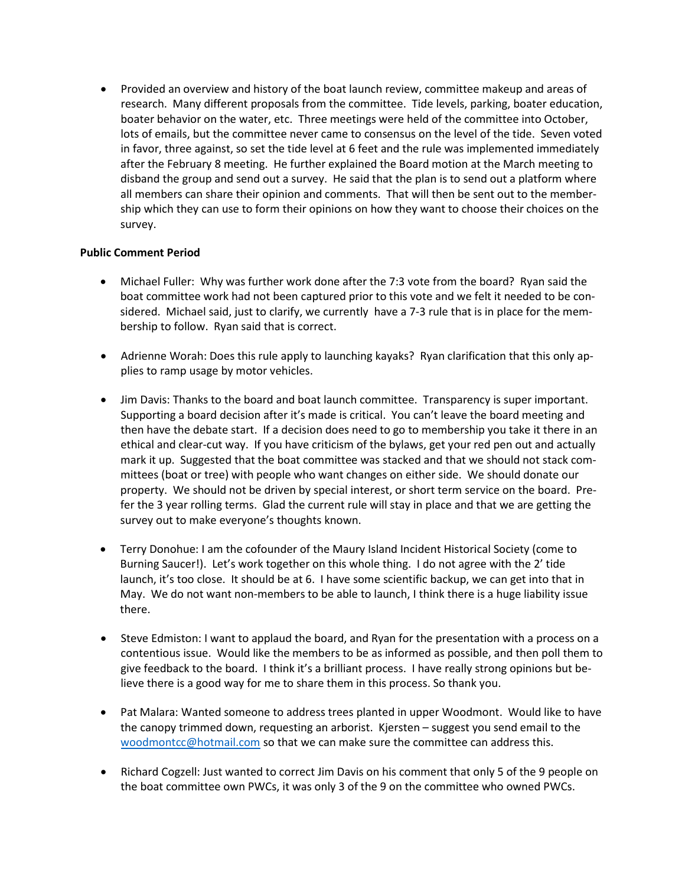- Provided an overview and history of the boat launch review, committee makeup and areas of research. Many different proposals from the committee. Tide levels, parking, boater education, boater behavior on the water, etc. Three meetings were held of the committee into October, lots of emails, but the committee never came to consensus on the level of the tide. Seven voted in favor, three against, so set the tide level at 6 feet and the rule was implemented immediately after the February 8 meeting. He further explained the Board motion at the March meeting to disband the group and send out a survey. He said that the plan is to send out a platform where all members can share their opinion and comments. That will then be sent out to the membership which they can use to form their opinions on how they want to choose their choices on the survey.

**Public Comment Period**

- Michael Fuller: Why was further work done after the 7:3 vote from the board? Ryan said the boat committee work had not been captured prior to this vote and we felt it needed to be considered. Michael said, just to clarify, we currently have a 7-3 rule that is in place for the membership to follow. Ryan said that is correct.

- Adrienne Worah: Does this rule apply to launching kayaks? Ryan clarification that this only applies to ramp usage by motor vehicles.

- Jim Davis: Thanks to the board and boat launch committee. Transparency is super important. Supporting a board decision after it's made is critical. You can't leave the board meeting and then have the debate start. If a decision does need to go to membership you take it there in an ethical and clear-cut way. If you have criticism of the bylaws, get your red pen out and actually mark it up. Suggested that the boat committee was stacked and that we should not stack committees (boat or tree) with people who want changes on either side. We should donate our property. We should not be driven by special interest, or short term service on the board. Prefer the 3 year rolling terms. Glad the current rule will stay in place and that we are getting the survey out to make everyone's thoughts known.

- Terry Donohue: I am the cofounder of the Maury Island Incident Historical Society (come to Burning Saucer!). Let's work together on this whole thing. I do not agree with the 2' tide launch, it's too close. It should be at 6. I have some scientific backup, we can get into that in May. We do not want non-members to be able to launch, I think there is a huge liability issue there.

- Steve Edmiston: I want to applaud the board, and Ryan for the presentation with a process on a contentious issue. Would like the members to be as informed as possible, and then poll them to give feedback to the board. I think it's a brilliant process. I have really strong opinions but believe there is a good way for me to share them in this process. So thank you.

- Pat Malara: Wanted someone to address trees planted in upper Woodmont. Would like to have the canopy trimmed down, requesting an arborist. Kjersten – suggest you send email to the woodmontcc@hotmail.com so that we can make sure the committee can address this.

- Richard Cogzell: Just wanted to correct Jim Davis on his comment that only 5 of the 9 people on the boat committee own PWCs, it was only 3 of the 9 on the committee who owned PWCs.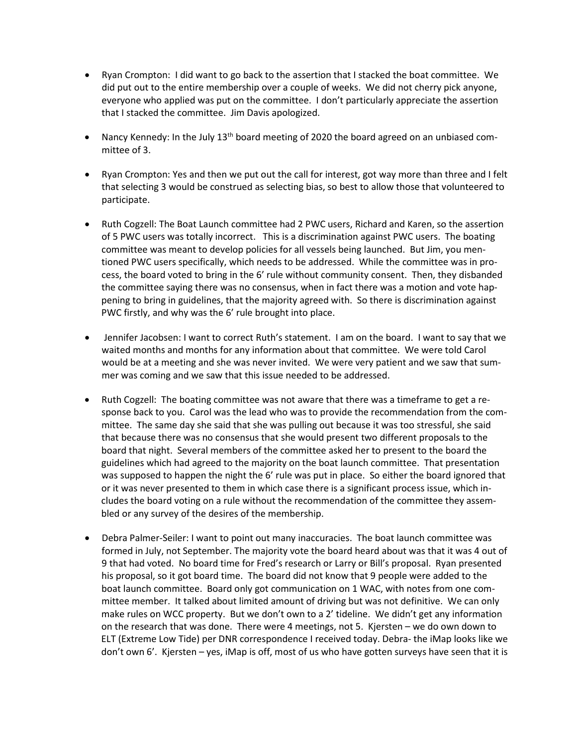- Ryan Crompton: I did want to go back to the assertion that I stacked the boat committee. We did put out to the entire membership over a couple of weeks. We did not cherry pick anyone, everyone who applied was put on the committee. I don't particularly appreciate the assertion that I stacked the committee. Jim Davis apologized.

- Nancy Kennedy: In the July 13th board meeting of 2020 the board agreed on an unbiased committee of 3.

- Ryan Crompton: Yes and then we put out the call for interest, got way more than three and I felt that selecting 3 would be construed as selecting bias, so best to allow those that volunteered to participate.

- Ruth Cogzell: The Boat Launch committee had 2 PWC users, Richard and Karen, so the assertion of 5 PWC users was totally incorrect. This is a discrimination against PWC users. The boating committee was meant to develop policies for all vessels being launched. But Jim, you mentioned PWC users specifically, which needs to be addressed. While the committee was in process, the board voted to bring in the 6' rule without community consent. Then, they disbanded the committee saying there was no consensus, when in fact there was a motion and vote happening to bring in guidelines, that the majority agreed with. So there is discrimination against PWC firstly, and why was the 6' rule brought into place.

- Jennifer Jacobsen: I want to correct Ruth's statement. I am on the board. I want to say that we waited months and months for any information about that committee. We were told Carol would be at a meeting and she was never invited. We were very patient and we saw that summer was coming and we saw that this issue needed to be addressed.

- Ruth Cogzell: The boating committee was not aware that there was a timeframe to get a response back to you. Carol was the lead who was to provide the recommendation from the committee. The same day she said that she was pulling out because it was too stressful, she said that because there was no consensus that she would present two different proposals to the board that night. Several members of the committee asked her to present to the board the guidelines which had agreed to the majority on the boat launch committee. That presentation was supposed to happen the night the 6' rule was put in place. So either the board ignored that or it was never presented to them in which case there is a significant process issue, which includes the board voting on a rule without the recommendation of the committee they assembled or any survey of the desires of the membership.

- Debra Palmer-Seiler: I want to point out many inaccuracies. The boat launch committee was formed in July, not September. The majority vote the board heard about was that it was 4 out of 9 that had voted. No board time for Fred's research or Larry or Bill's proposal. Ryan presented his proposal, so it got board time. The board did not know that 9 people were added to the boat launch committee. Board only got communication on 1 WAC, with notes from one committee member. It talked about limited amount of driving but was not definitive. We can only make rules on WCC property. But we don't own to a 2' tideline. We didn't get any information on the research that was done. There were 4 meetings, not 5. Kjersten – we do own down to ELT (Extreme Low Tide) per DNR correspondence I received today. Debra- the iMap looks like we don't own 6'. Kjersten – yes, iMap is off, most of us who have gotten surveys have seen that it is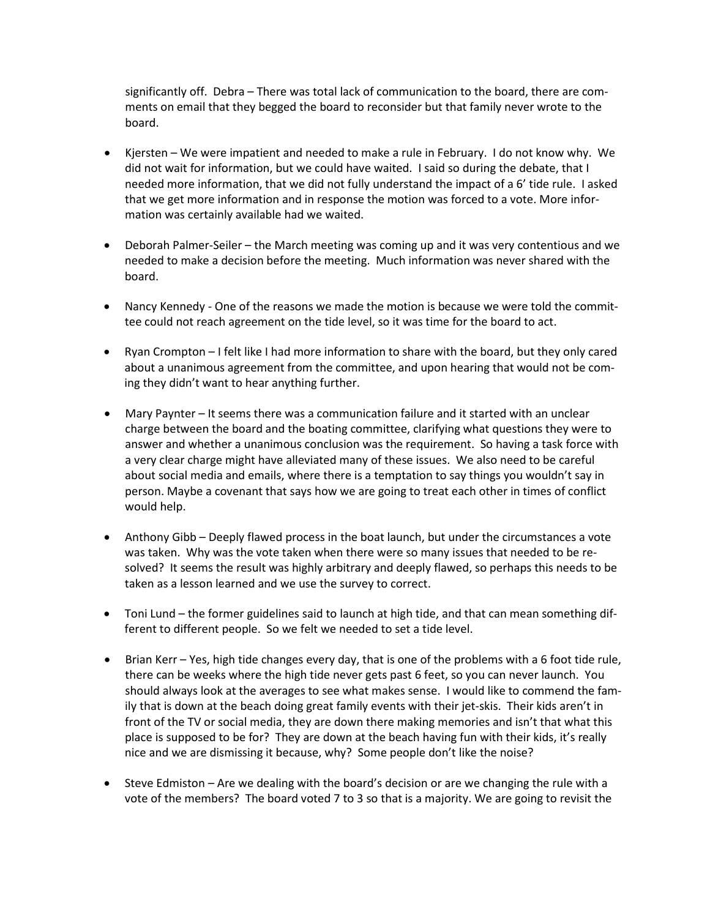significantly off. Debra – There was total lack of communication to the board, there are comments on email that they begged the board to reconsider but that family never wrote to the board.

- Kjersten – We were impatient and needed to make a rule in February. I do not know why. We did not wait for information, but we could have waited. I said so during the debate, that I needed more information, that we did not fully understand the impact of a 6' tide rule. I asked that we get more information and in response the motion was forced to a vote. More information was certainly available had we waited.

- Deborah Palmer-Seiler – the March meeting was coming up and it was very contentious and we needed to make a decision before the meeting. Much information was never shared with the board.

- Nancy Kennedy - One of the reasons we made the motion is because we were told the committee could not reach agreement on the tide level, so it was time for the board to act.

- Ryan Crompton – I felt like I had more information to share with the board, but they only cared about a unanimous agreement from the committee, and upon hearing that would not be coming they didn't want to hear anything further.

- Mary Paynter – It seems there was a communication failure and it started with an unclear charge between the board and the boating committee, clarifying what questions they were to answer and whether a unanimous conclusion was the requirement. So having a task force with a very clear charge might have alleviated many of these issues. We also need to be careful about social media and emails, where there is a temptation to say things you wouldn't say in person. Maybe a covenant that says how we are going to treat each other in times of conflict would help.

- Anthony Gibb – Deeply flawed process in the boat launch, but under the circumstances a vote was taken. Why was the vote taken when there were so many issues that needed to be resolved? It seems the result was highly arbitrary and deeply flawed, so perhaps this needs to be taken as a lesson learned and we use the survey to correct.

- Toni Lund – the former guidelines said to launch at high tide, and that can mean something different to different people. So we felt we needed to set a tide level.

- Brian Kerr – Yes, high tide changes every day, that is one of the problems with a 6 foot tide rule, there can be weeks where the high tide never gets past 6 feet, so you can never launch. You should always look at the averages to see what makes sense. I would like to commend the family that is down at the beach doing great family events with their jet-skis. Their kids aren't in front of the TV or social media, they are down there making memories and isn't that what this place is supposed to be for? They are down at the beach having fun with their kids, it's really nice and we are dismissing it because, why? Some people don't like the noise?

- Steve Edmiston – Are we dealing with the board's decision or are we changing the rule with a vote of the members? The board voted 7 to 3 so that is a majority. We are going to revisit the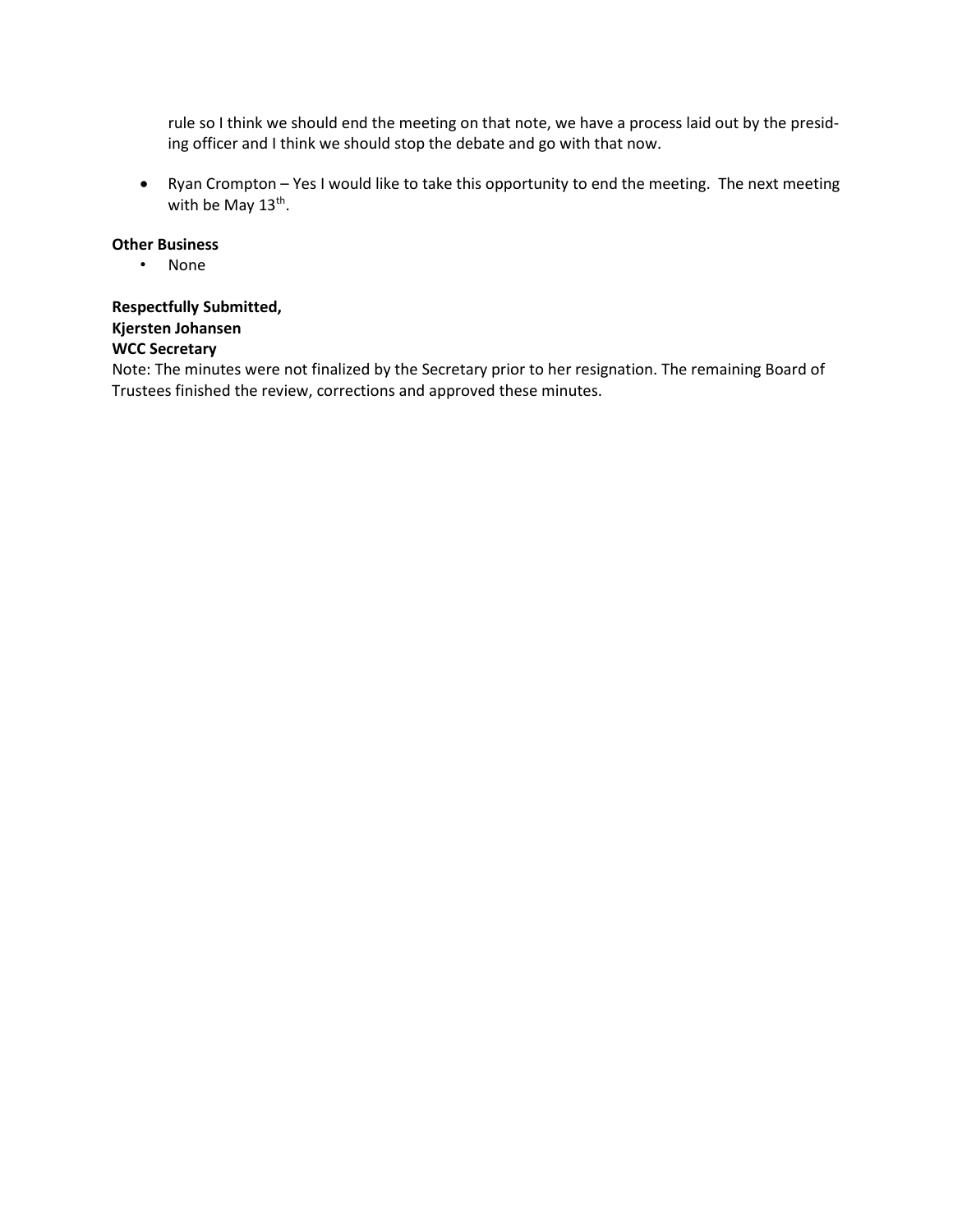rule so I think we should end the meeting on that note, we have a process laid out by the presiding officer and I think we should stop the debate and go with that now.

- Ryan Crompton – Yes I would like to take this opportunity to end the meeting. The next meeting with be May 13th.

**Other Business**

- None

**Respectfully Submitted,**
**Kjersten Johansen**
**WCC Secretary**
Note: The minutes were not finalized by the Secretary prior to her resignation. The remaining Board of Trustees finished the review, corrections and approved these minutes.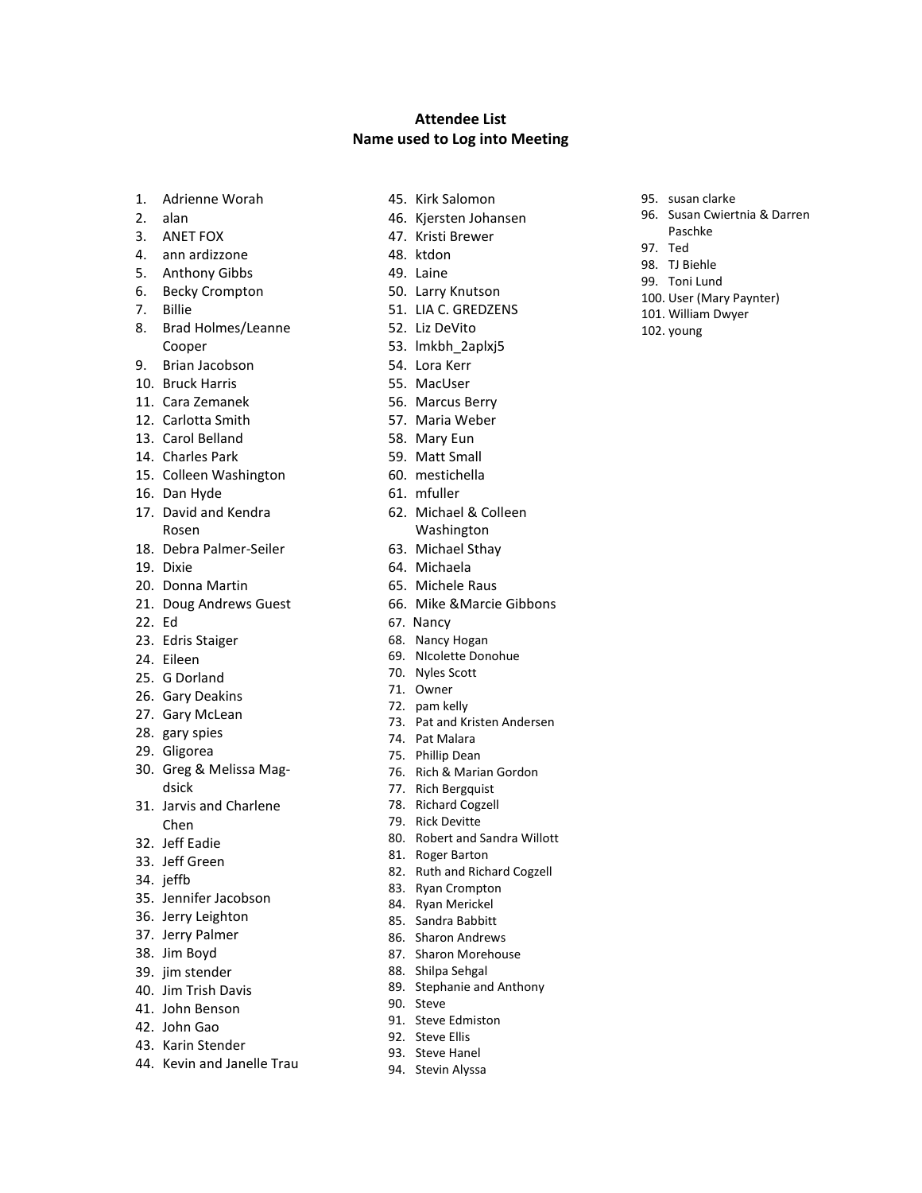**Attendee List**
**Name used to Log into Meeting**

1. Adrienne Worah
2. alan
3. ANET FOX
4. ann ardizzone
5. Anthony Gibbs
6. Becky Crompton
7. Billie
8. Brad Holmes/Leanne Cooper
9. Brian Jacobson
10. Bruck Harris
11. Cara Zemanek
12. Carlotta Smith
13. Carol Belland
14. Charles Park
15. Colleen Washington
16. Dan Hyde
17. David and Kendra Rosen
18. Debra Palmer-Seiler
19. Dixie
20. Donna Martin
21. Doug Andrews Guest
22. Ed
23. Edris Staiger
24. Eileen
25. G Dorland
26. Gary Deakins
27. Gary McLean
28. gary spies
29. Gligorea
30. Greg & Melissa Mag-dsick
31. Jarvis and Charlene Chen
32. Jeff Eadie
33. Jeff Green
34. jeffb
35. Jennifer Jacobson
36. Jerry Leighton
37. Jerry Palmer
38. Jim Boyd
39. jim stender
40. Jim Trish Davis
41. John Benson
42. John Gao
43. Karin Stender
44. Kevin and Janelle Trau
45. Kirk Salomon
46. Kjersten Johansen
47. Kristi Brewer
48. ktdon
49. Laine
50. Larry Knutson
51. LIA C. GREDZENS
52. Liz DeVito
53. lmkbh_2aplxj5
54. Lora Kerr
55. MacUser
56. Marcus Berry
57. Maria Weber
58. Mary Eun
59. Matt Small
60. mestichella
61. mfuller
62. Michael & Colleen Washington
63. Michael Sthay
64. Michaela
65. Michele Raus
66. Mike &Marcie Gibbons
67. Nancy
68. Nancy Hogan
69. NIcolette Donohue
70. Nyles Scott
71. Owner
72. pam kelly
73. Pat and Kristen Andersen
74. Pat Malara
75. Phillip Dean
76. Rich & Marian Gordon
77. Rich Bergquist
78. Richard Cogzell
79. Rick Devitte
80. Robert and Sandra Willott
81. Roger Barton
82. Ruth and Richard Cogzell
83. Ryan Crompton
84. Ryan Merickel
85. Sandra Babbitt
86. Sharon Andrews
87. Sharon Morehouse
88. Shilpa Sehgal
89. Stephanie and Anthony
90. Steve
91. Steve Edmiston
92. Steve Ellis
93. Steve Hanel
94. Stevin Alyssa
95. susan clarke
96. Susan Cwiertnia & Darren Paschke
97. Ted
98. TJ Biehle
99. Toni Lund
100. User (Mary Paynter)
101. William Dwyer
102. young